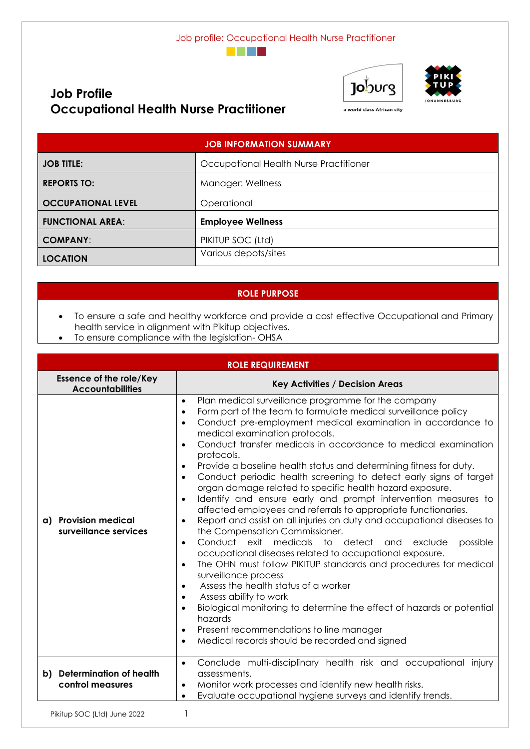# Job Profile
# Occupational Health Nurse Practitioner

| JOB INFORMATION SUMMARY | |
|---|---|
| **JOB TITLE:** | Occupational Health Nurse Practitioner |
| **REPORTS TO:** | Manager: Wellness |
| **OCCUPATIONAL LEVEL** | Operational |
| **FUNCTIONAL AREA:** | **Employee Wellness** |
| **COMPANY:** | PIKITUP SOC (Ltd) |
| **LOCATION** | Various depots/sites |

## ROLE PURPOSE

- To ensure a safe and healthy workforce and provide a cost effective Occupational and Primary health service in alignment with Pikitup objectives.
- To ensure compliance with the legislation- OHSA

## ROLE REQUIREMENT

| Essence of the role/Key Accountabilities | Key Activities / Decision Areas |
|---|---|
| **a) Provision medical surveillance services** | • Plan medical surveillance programme for the company<br>• Form part of the team to formulate medical surveillance policy<br>• Conduct pre-employment medical examination in accordance to medical examination protocols.<br>• Conduct transfer medicals in accordance to medical examination protocols.<br>• Provide a baseline health status and determining fitness for duty.<br>• Conduct periodic health screening to detect early signs of target organ damage related to specific health hazard exposure.<br>• Identify and ensure early and prompt intervention measures to affected employees and referrals to appropriate functionaries.<br>• Report and assist on all injuries on duty and occupational diseases to the Compensation Commissioner.<br>• Conduct exit medicals to detect and exclude possible occupational diseases related to occupational exposure.<br>• The OHN must follow PIKITUP standards and procedures for medical surveillance process<br>• Assess the health status of a worker<br>• Assess ability to work<br>• Biological monitoring to determine the effect of hazards or potential hazards<br>• Present recommendations to line manager<br>• Medical records should be recorded and signed |
| **b) Determination of health control measures** | • Conclude multi-disciplinary health risk and occupational injury assessments.<br>• Monitor work processes and identify new health risks.<br>• Evaluate occupational hygiene surveys and identify trends. |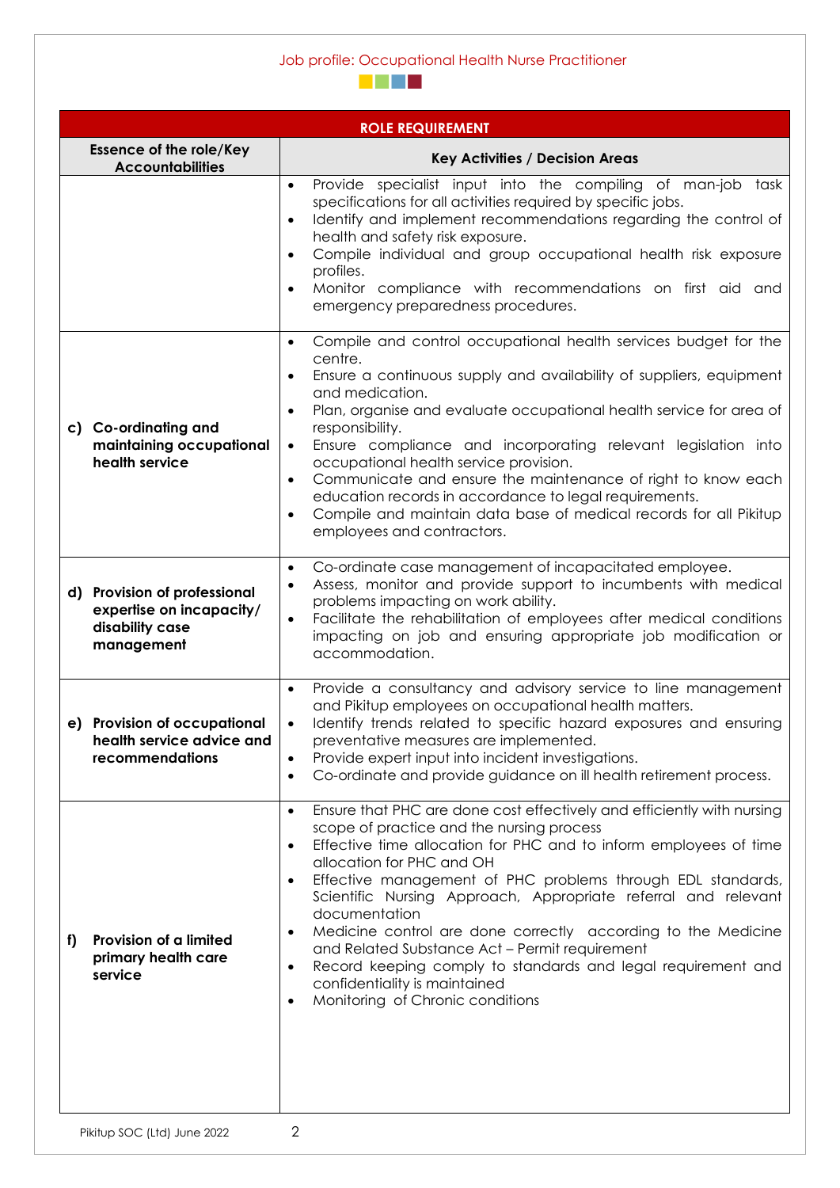| ROLE REQUIREMENT | |
|---|---|
| **Essence of the role/Key Accountabilities** | **Key Activities / Decision Areas** |
| | • Provide specialist input into the compiling of man-job task specifications for all activities required by specific jobs.<br>• Identify and implement recommendations regarding the control of health and safety risk exposure.<br>• Compile individual and group occupational health risk exposure profiles.<br>• Monitor compliance with recommendations on first aid and emergency preparedness procedures. |
| **c) Co-ordinating and maintaining occupational health service** | • Compile and control occupational health services budget for the centre.<br>• Ensure a continuous supply and availability of suppliers, equipment and medication.<br>• Plan, organise and evaluate occupational health service for area of responsibility.<br>• Ensure compliance and incorporating relevant legislation into occupational health service provision.<br>• Communicate and ensure the maintenance of right to know each education records in accordance to legal requirements.<br>• Compile and maintain data base of medical records for all Pikitup employees and contractors. |
| **d) Provision of professional expertise on incapacity/ disability case management** | • Co-ordinate case management of incapacitated employee.<br>• Assess, monitor and provide support to incumbents with medical problems impacting on work ability.<br>• Facilitate the rehabilitation of employees after medical conditions impacting on job and ensuring appropriate job modification or accommodation. |
| **e) Provision of occupational health service advice and recommendations** | • Provide a consultancy and advisory service to line management and Pikitup employees on occupational health matters.<br>• Identify trends related to specific hazard exposures and ensuring preventative measures are implemented.<br>• Provide expert input into incident investigations.<br>• Co-ordinate and provide guidance on ill health retirement process. |
| **f) Provision of a limited primary health care service** | • Ensure that PHC are done cost effectively and efficiently with nursing scope of practice and the nursing process<br>• Effective time allocation for PHC and to inform employees of time allocation for PHC and OH<br>• Effective management of PHC problems through EDL standards, Scientific Nursing Approach, Appropriate referral and relevant documentation<br>• Medicine control are done correctly according to the Medicine and Related Substance Act – Permit requirement<br>• Record keeping comply to standards and legal requirement and confidentiality is maintained<br>• Monitoring of Chronic conditions |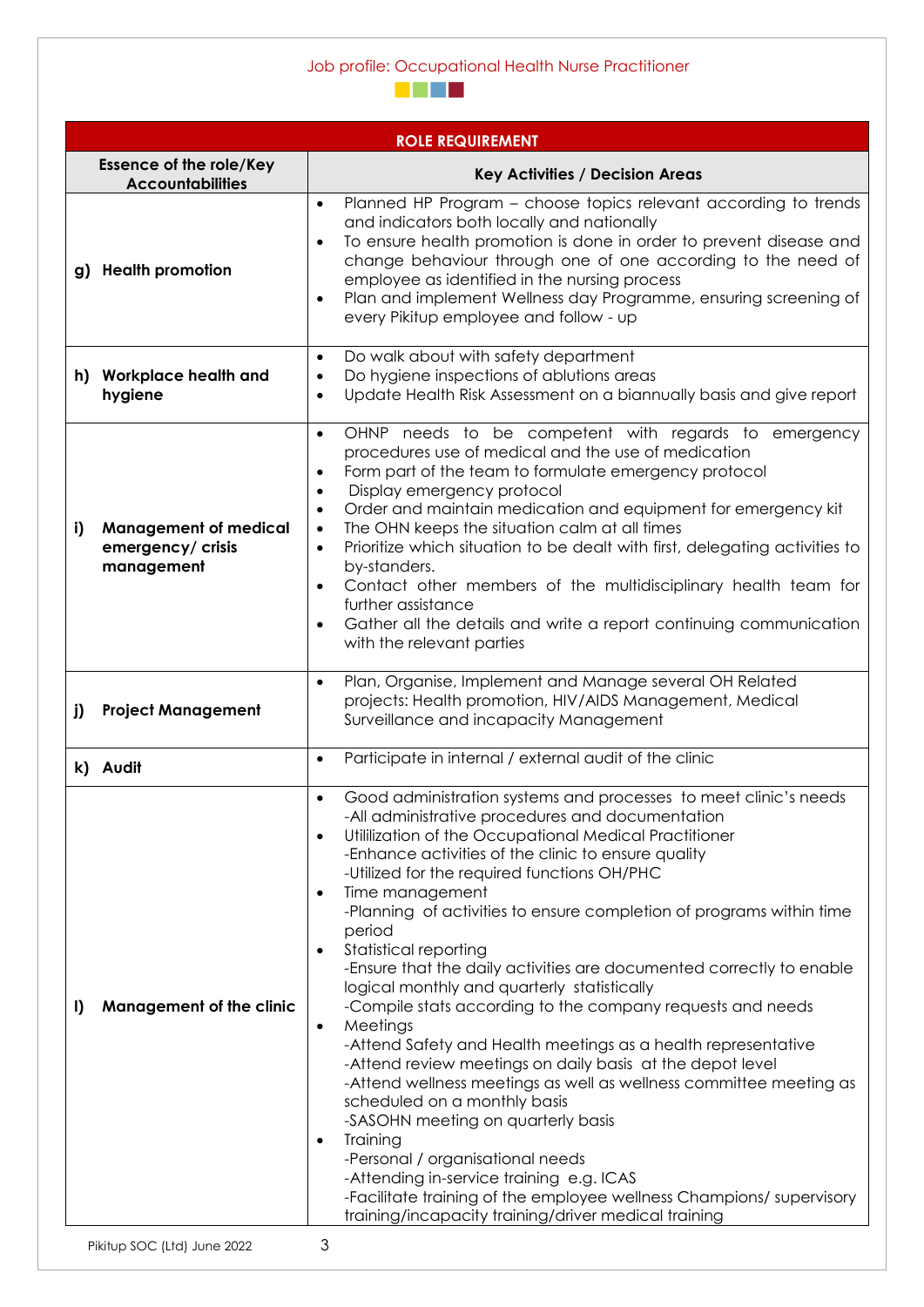| ROLE REQUIREMENT | |
|---|---|
| **Essence of the role/Key Accountabilities** | **Key Activities / Decision Areas** |
| **g) Health promotion** | • Planned HP Program – choose topics relevant according to trends and indicators both locally and nationally<br>• To ensure health promotion is done in order to prevent disease and change behaviour through one of one according to the need of employee as identified in the nursing process<br>• Plan and implement Wellness day Programme, ensuring screening of every Pikitup employee and follow - up |
| **h) Workplace health and hygiene** | • Do walk about with safety department<br>• Do hygiene inspections of ablutions areas<br>• Update Health Risk Assessment on a biannually basis and give report |
| **i) Management of medical emergency/ crisis management** | • OHNP needs to be competent with regards to emergency procedures use of medical and the use of medication<br>• Form part of the team to formulate emergency protocol<br>• Display emergency protocol<br>• Order and maintain medication and equipment for emergency kit<br>• The OHN keeps the situation calm at all times<br>• Prioritize which situation to be dealt with first, delegating activities to by-standers.<br>• Contact other members of the multidisciplinary health team for further assistance<br>• Gather all the details and write a report continuing communication with the relevant parties |
| **j) Project Management** | • Plan, Organise, Implement and Manage several OH Related projects: Health promotion, HIV/AIDS Management, Medical Surveillance and incapacity Management |
| **k) Audit** | • Participate in internal / external audit of the clinic |
| **l) Management of the clinic** | • Good administration systems and processes to meet clinic's needs<br>-All administrative procedures and documentation<br>• Utililization of the Occupational Medical Practitioner<br>-Enhance activities of the clinic to ensure quality<br>-Utilized for the required functions OH/PHC<br>• Time management<br>-Planning of activities to ensure completion of programs within time period<br>• Statistical reporting<br>-Ensure that the daily activities are documented correctly to enable logical monthly and quarterly statistically<br>-Compile stats according to the company requests and needs<br>• Meetings<br>-Attend Safety and Health meetings as a health representative<br>-Attend review meetings on daily basis at the depot level<br>-Attend wellness meetings as well as wellness committee meeting as scheduled on a monthly basis<br>-SASOHN meeting on quarterly basis<br>• Training<br>-Personal / organisational needs<br>-Attending in-service training e.g. ICAS<br>-Facilitate training of the employee wellness Champions/ supervisory training/incapacity training/driver medical training |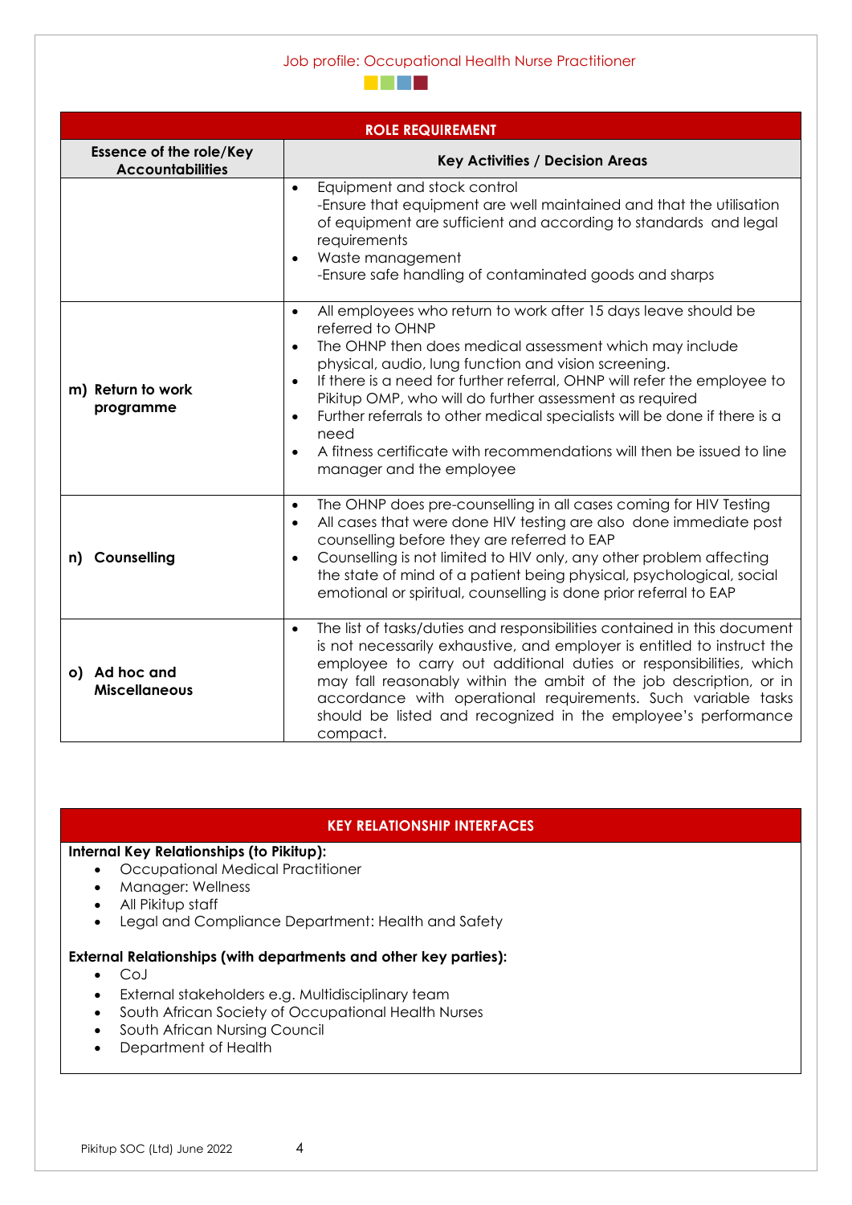| ROLE REQUIREMENT | |
|---|---|
| **Essence of the role/Key Accountabilities** | **Key Activities / Decision Areas** |
| | • Equipment and stock control<br>-Ensure that equipment are well maintained and that the utilisation of equipment are sufficient and according to standards and legal requirements<br>• Waste management<br>-Ensure safe handling of contaminated goods and sharps |
| **m) Return to work programme** | • All employees who return to work after 15 days leave should be referred to OHNP<br>• The OHNP then does medical assessment which may include physical, audio, lung function and vision screening.<br>• If there is a need for further referral, OHNP will refer the employee to Pikitup OMP, who will do further assessment as required<br>• Further referrals to other medical specialists will be done if there is a need<br>• A fitness certificate with recommendations will then be issued to line manager and the employee |
| **n) Counselling** | • The OHNP does pre-counselling in all cases coming for HIV Testing<br>• All cases that were done HIV testing are also done immediate post counselling before they are referred to EAP<br>• Counselling is not limited to HIV only, any other problem affecting the state of mind of a patient being physical, psychological, social emotional or spiritual, counselling is done prior referral to EAP |
| **o) Ad hoc and Miscellaneous** | • The list of tasks/duties and responsibilities contained in this document is not necessarily exhaustive, and employer is entitled to instruct the employee to carry out additional duties or responsibilities, which may fall reasonably within the ambit of the job description, or in accordance with operational requirements. Such variable tasks should be listed and recognized in the employee's performance compact. |

## KEY RELATIONSHIP INTERFACES

**Internal Key Relationships (to Pikitup):**

- Occupational Medical Practitioner
- Manager: Wellness
- All Pikitup staff
- Legal and Compliance Department: Health and Safety

**External Relationships (with departments and other key parties):**

- CoJ
- External stakeholders e.g. Multidisciplinary team
- South African Society of Occupational Health Nurses
- South African Nursing Council
- Department of Health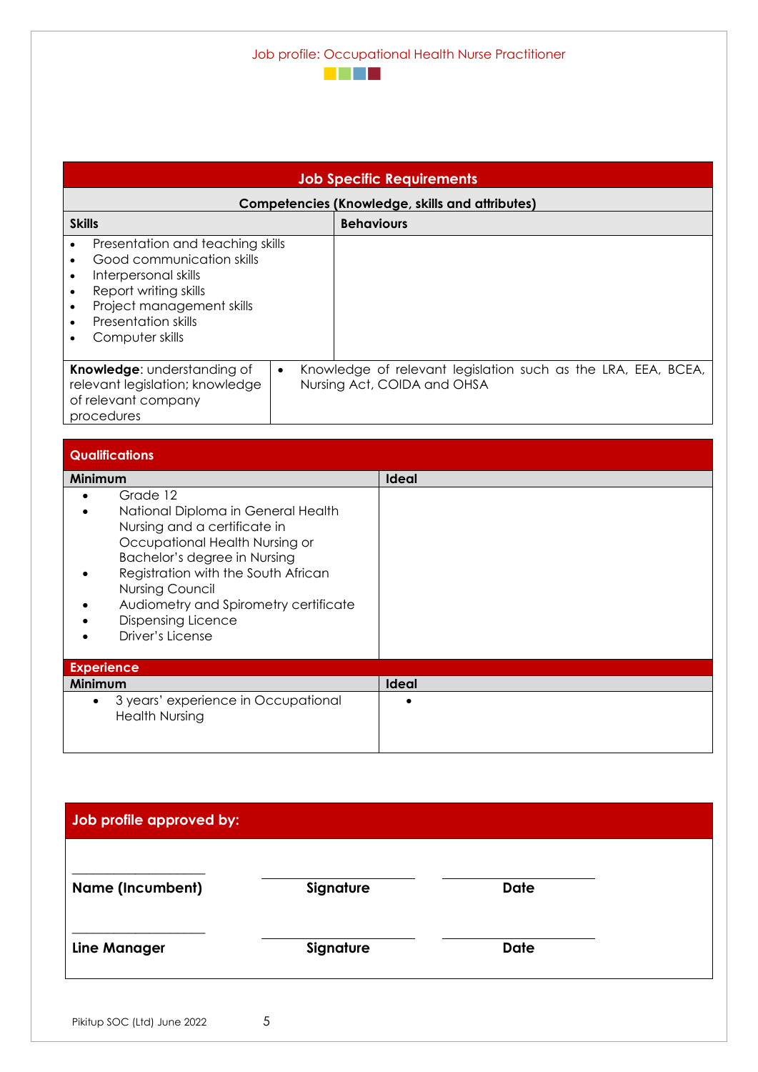## Job Specific Requirements

| Competencies (Knowledge, skills and attributes) | |
|---|---|
| **Skills** | **Behaviours** |
| • Presentation and teaching skills<br>• Good communication skills<br>• Interpersonal skills<br>• Report writing skills<br>• Project management skills<br>• Presentation skills<br>• Computer skills | |
| **Knowledge**: understanding of relevant legislation; knowledge of relevant company procedures | • Knowledge of relevant legislation such as the LRA, EEA, BCEA, Nursing Act, COIDA and OHSA |

## Qualifications

| Minimum | Ideal |
|---|---|
| • Grade 12<br>• National Diploma in General Health Nursing and a certificate in Occupational Health Nursing or Bachelor's degree in Nursing<br>• Registration with the South African Nursing Council<br>• Audiometry and Spirometry certificate<br>• Dispensing Licence<br>• Driver's License | |

## Experience

| Minimum | Ideal |
|---|---|
| • 3 years' experience in Occupational Health Nursing | • |

## Job profile approved by:

| | | |
|---|---|---|
| ____________________ | ____________________ | ____________________ |
| **Name (Incumbent)** | **Signature** | **Date** |
| ____________________ | ____________________ | ____________________ |
| **Line Manager** | **Signature** | **Date** |